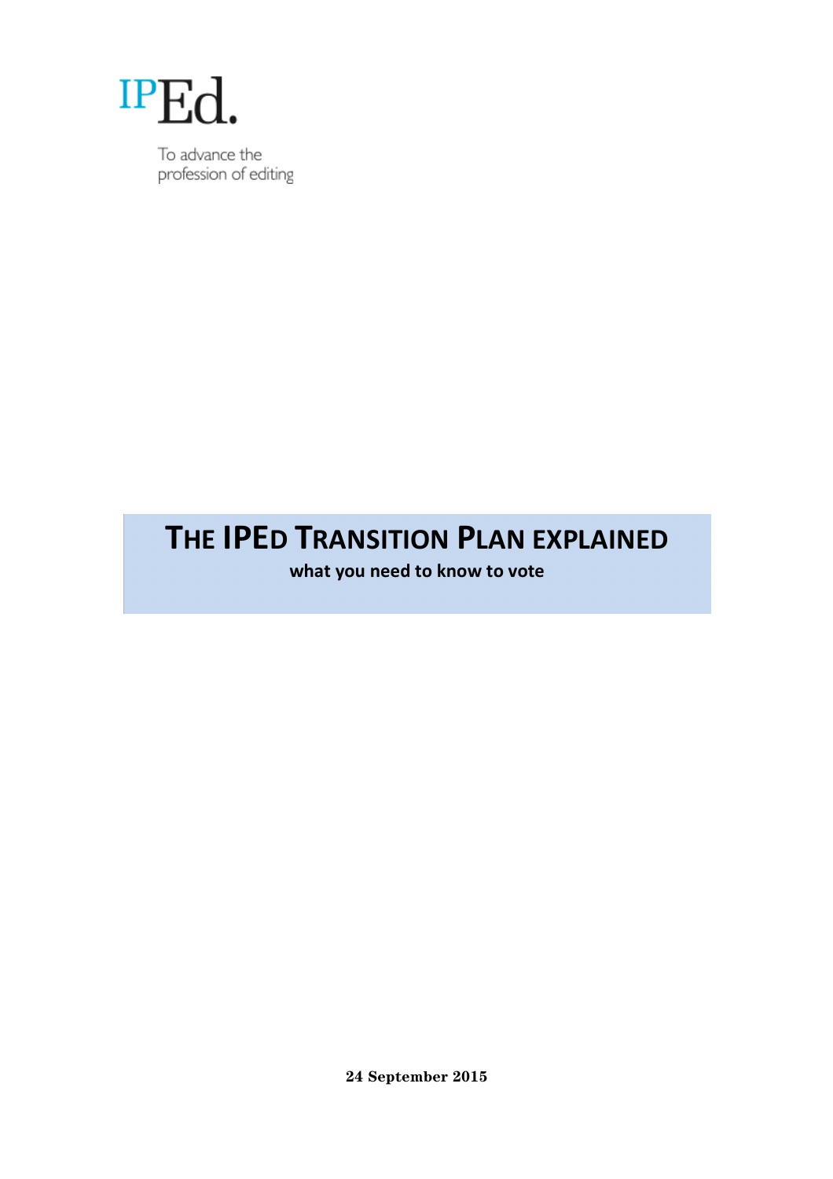IPEd.

To advance the profession of editing

# THE IPED TRANSITION PLAN EXPLAINED

**what you need to know to vote**

**24 September 2015**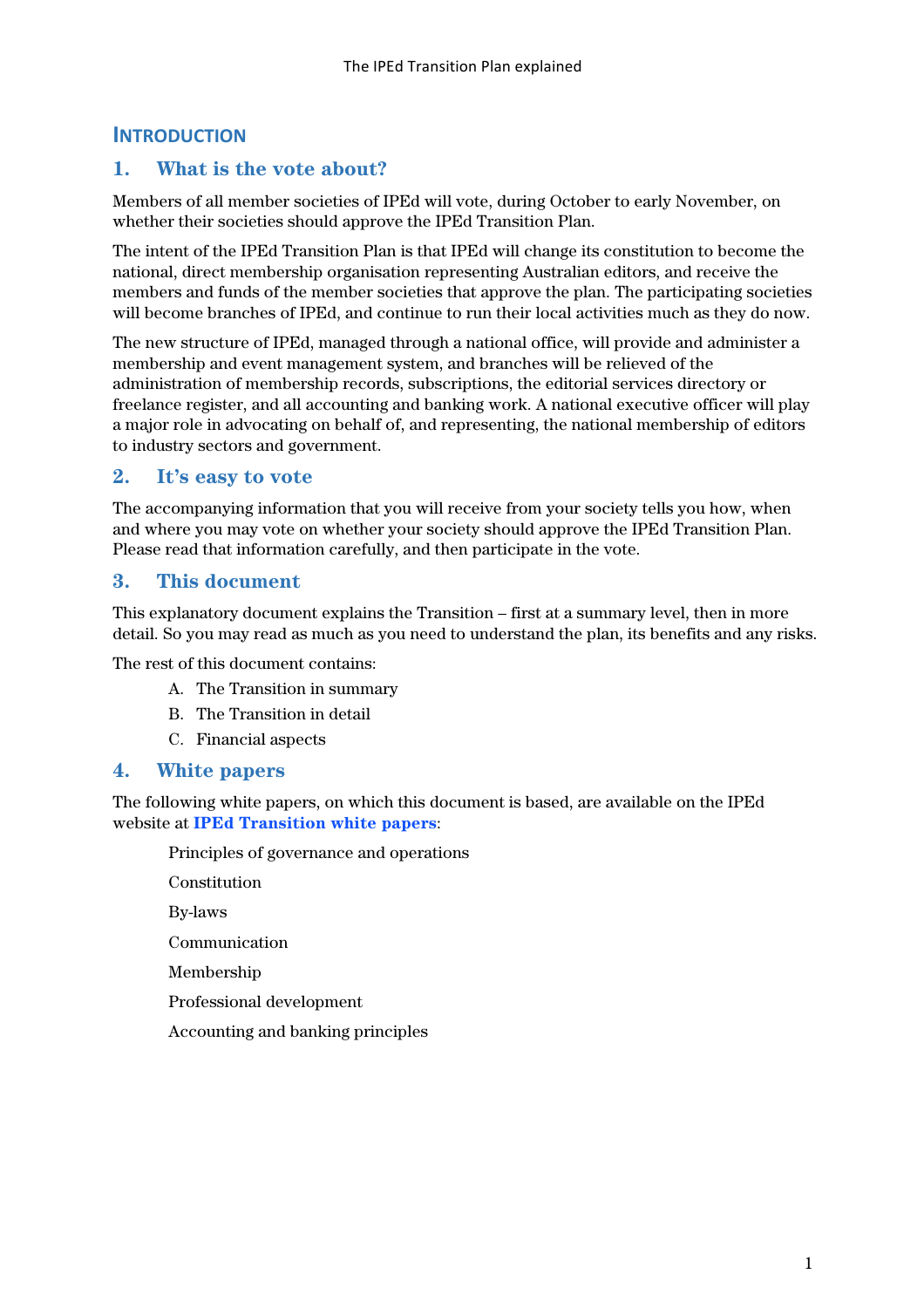## Introduction

### 1. What is the vote about?

Members of all member societies of IPEd will vote, during October to early November, on whether their societies should approve the IPEd Transition Plan.

The intent of the IPEd Transition Plan is that IPEd will change its constitution to become the national, direct membership organisation representing Australian editors, and receive the members and funds of the member societies that approve the plan. The participating societies will become branches of IPEd, and continue to run their local activities much as they do now.

The new structure of IPEd, managed through a national office, will provide and administer a membership and event management system, and branches will be relieved of the administration of membership records, subscriptions, the editorial services directory or freelance register, and all accounting and banking work. A national executive officer will play a major role in advocating on behalf of, and representing, the national membership of editors to industry sectors and government.

### 2. It's easy to vote

The accompanying information that you will receive from your society tells you how, when and where you may vote on whether your society should approve the IPEd Transition Plan. Please read that information carefully, and then participate in the vote.

### 3. This document

This explanatory document explains the Transition – first at a summary level, then in more detail. So you may read as much as you need to understand the plan, its benefits and any risks.

The rest of this document contains:

A. The Transition in summary
B. The Transition in detail
C. Financial aspects

### 4. White papers

The following white papers, on which this document is based, are available on the IPEd website at **IPEd Transition white papers**:

Principles of governance and operations

Constitution

By-laws

Communication

Membership

Professional development

Accounting and banking principles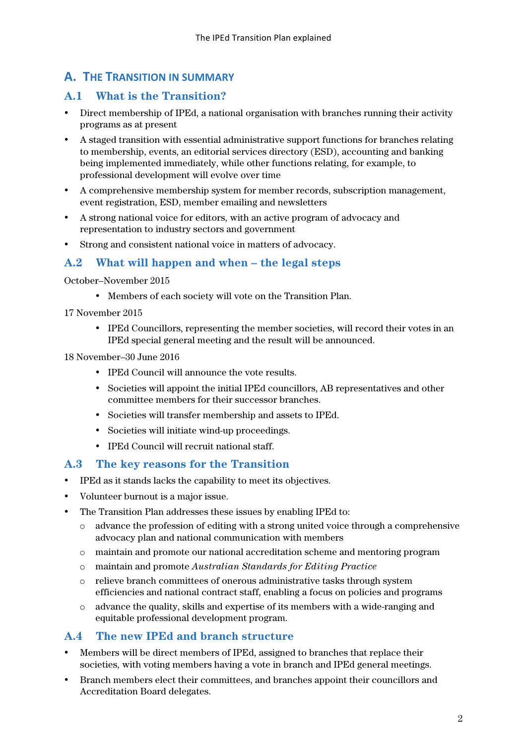## A. THE TRANSITION IN SUMMARY

### A.1 What is the Transition?

- Direct membership of IPEd, a national organisation with branches running their activity programs as at present
- A staged transition with essential administrative support functions for branches relating to membership, events, an editorial services directory (ESD), accounting and banking being implemented immediately, while other functions relating, for example, to professional development will evolve over time
- A comprehensive membership system for member records, subscription management, event registration, ESD, member emailing and newsletters
- A strong national voice for editors, with an active program of advocacy and representation to industry sectors and government
- Strong and consistent national voice in matters of advocacy.

### A.2 What will happen and when – the legal steps

October–November 2015

- Members of each society will vote on the Transition Plan.

17 November 2015

- IPEd Councillors, representing the member societies, will record their votes in an IPEd special general meeting and the result will be announced.

18 November–30 June 2016

- IPEd Council will announce the vote results.
- Societies will appoint the initial IPEd councillors, AB representatives and other committee members for their successor branches.
- Societies will transfer membership and assets to IPEd.
- Societies will initiate wind-up proceedings.
- IPEd Council will recruit national staff.

### A.3 The key reasons for the Transition

- IPEd as it stands lacks the capability to meet its objectives.
- Volunteer burnout is a major issue.
- The Transition Plan addresses these issues by enabling IPEd to:
  - advance the profession of editing with a strong united voice through a comprehensive advocacy plan and national communication with members
  - maintain and promote our national accreditation scheme and mentoring program
  - maintain and promote *Australian Standards for Editing Practice*
  - relieve branch committees of onerous administrative tasks through system efficiencies and national contract staff, enabling a focus on policies and programs
  - advance the quality, skills and expertise of its members with a wide-ranging and equitable professional development program.

### A.4 The new IPEd and branch structure

- Members will be direct members of IPEd, assigned to branches that replace their societies, with voting members having a vote in branch and IPEd general meetings.
- Branch members elect their committees, and branches appoint their councillors and Accreditation Board delegates.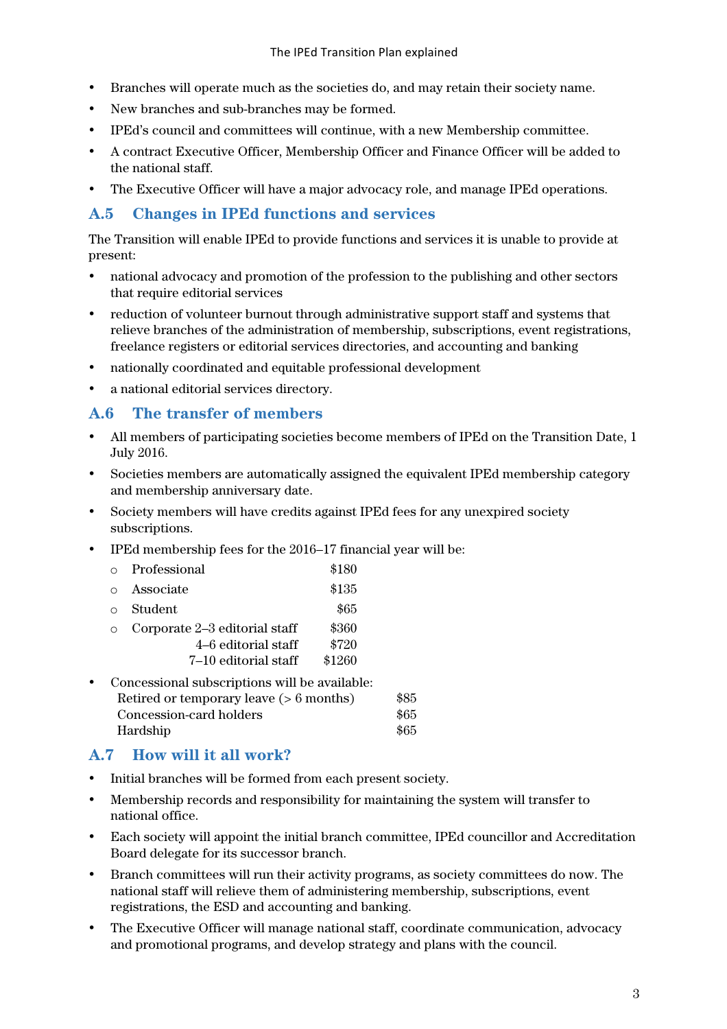- Branches will operate much as the societies do, and may retain their society name.
- New branches and sub-branches may be formed.
- IPEd's council and committees will continue, with a new Membership committee.
- A contract Executive Officer, Membership Officer and Finance Officer will be added to the national staff.
- The Executive Officer will have a major advocacy role, and manage IPEd operations.

## A.5 Changes in IPEd functions and services

The Transition will enable IPEd to provide functions and services it is unable to provide at present:

- national advocacy and promotion of the profession to the publishing and other sectors that require editorial services
- reduction of volunteer burnout through administrative support staff and systems that relieve branches of the administration of membership, subscriptions, event registrations, freelance registers or editorial services directories, and accounting and banking
- nationally coordinated and equitable professional development
- a national editorial services directory.

## A.6 The transfer of members

- All members of participating societies become members of IPEd on the Transition Date, 1 July 2016.
- Societies members are automatically assigned the equivalent IPEd membership category and membership anniversary date.
- Society members will have credits against IPEd fees for any unexpired society subscriptions.
- IPEd membership fees for the 2016–17 financial year will be:
  - Professional $180
  - Associate $135
  - Student $65
  - Corporate 2–3 editorial staff $360
    4–6 editorial staff $720
    7–10 editorial staff $1260
- Concessional subscriptions will be available:
  Retired or temporary leave (> 6 months) $85
  Concession-card holders $65
  Hardship $65

## A.7 How will it all work?

- Initial branches will be formed from each present society.
- Membership records and responsibility for maintaining the system will transfer to national office.
- Each society will appoint the initial branch committee, IPEd councillor and Accreditation Board delegate for its successor branch.
- Branch committees will run their activity programs, as society committees do now. The national staff will relieve them of administering membership, subscriptions, event registrations, the ESD and accounting and banking.
- The Executive Officer will manage national staff, coordinate communication, advocacy and promotional programs, and develop strategy and plans with the council.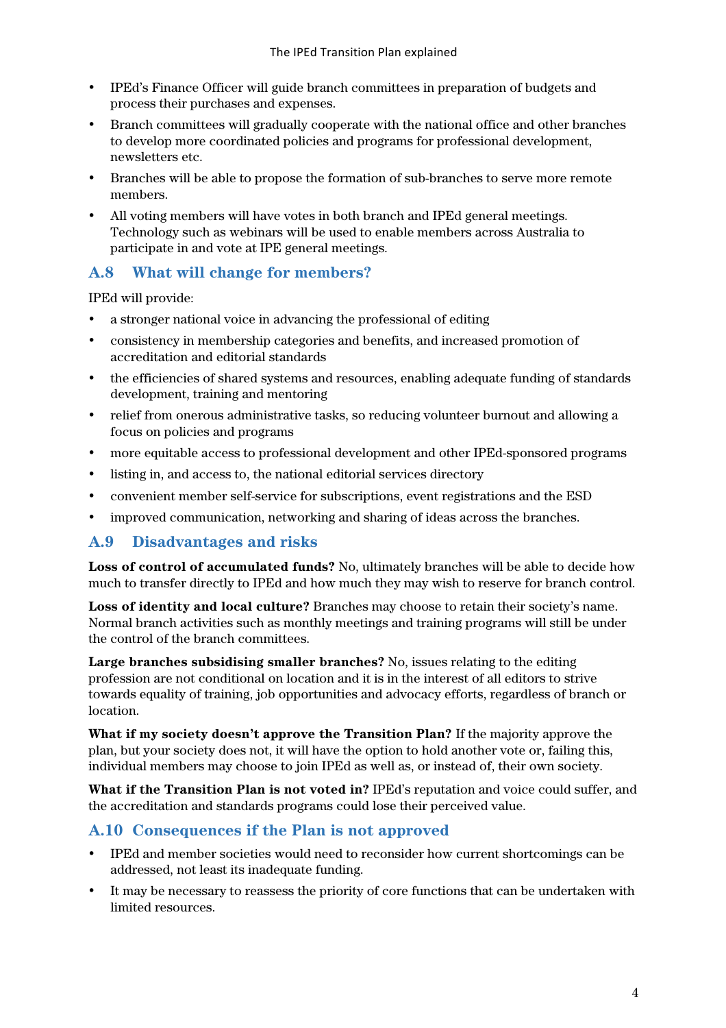- IPEd's Finance Officer will guide branch committees in preparation of budgets and process their purchases and expenses.
- Branch committees will gradually cooperate with the national office and other branches to develop more coordinated policies and programs for professional development, newsletters etc.
- Branches will be able to propose the formation of sub-branches to serve more remote members.
- All voting members will have votes in both branch and IPEd general meetings. Technology such as webinars will be used to enable members across Australia to participate in and vote at IPE general meetings.

## A.8 What will change for members?

IPEd will provide:

- a stronger national voice in advancing the professional of editing
- consistency in membership categories and benefits, and increased promotion of accreditation and editorial standards
- the efficiencies of shared systems and resources, enabling adequate funding of standards development, training and mentoring
- relief from onerous administrative tasks, so reducing volunteer burnout and allowing a focus on policies and programs
- more equitable access to professional development and other IPEd-sponsored programs
- listing in, and access to, the national editorial services directory
- convenient member self-service for subscriptions, event registrations and the ESD
- improved communication, networking and sharing of ideas across the branches.

## A.9 Disadvantages and risks

**Loss of control of accumulated funds?** No, ultimately branches will be able to decide how much to transfer directly to IPEd and how much they may wish to reserve for branch control.

**Loss of identity and local culture?** Branches may choose to retain their society's name. Normal branch activities such as monthly meetings and training programs will still be under the control of the branch committees.

**Large branches subsidising smaller branches?** No, issues relating to the editing profession are not conditional on location and it is in the interest of all editors to strive towards equality of training, job opportunities and advocacy efforts, regardless of branch or location.

**What if my society doesn't approve the Transition Plan?** If the majority approve the plan, but your society does not, it will have the option to hold another vote or, failing this, individual members may choose to join IPEd as well as, or instead of, their own society.

**What if the Transition Plan is not voted in?** IPEd's reputation and voice could suffer, and the accreditation and standards programs could lose their perceived value.

## A.10 Consequences if the Plan is not approved

- IPEd and member societies would need to reconsider how current shortcomings can be addressed, not least its inadequate funding.
- It may be necessary to reassess the priority of core functions that can be undertaken with limited resources.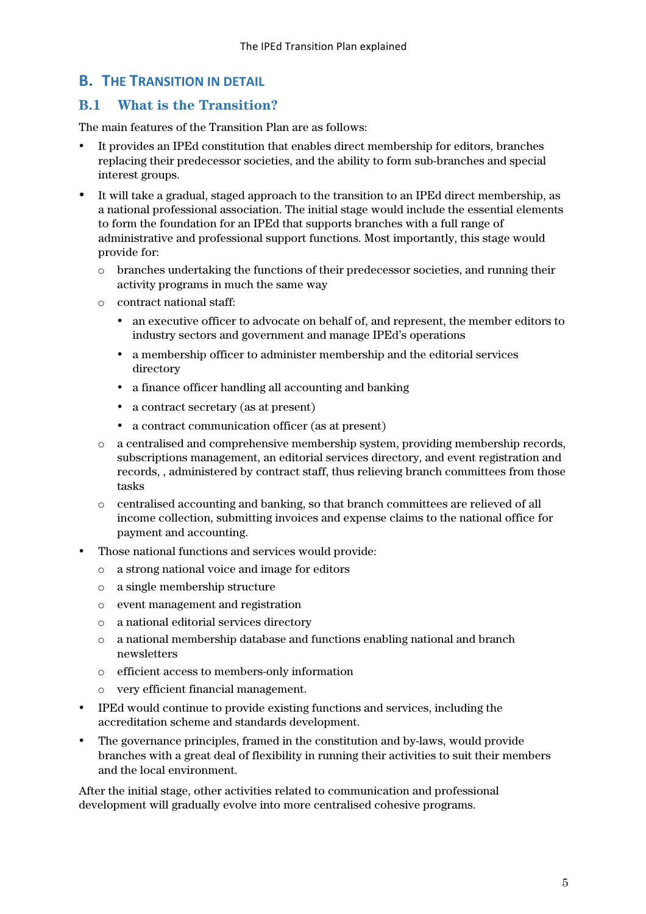## B. The Transition in detail

### B.1 What is the Transition?

The main features of the Transition Plan are as follows:

- It provides an IPEd constitution that enables direct membership for editors, branches replacing their predecessor societies, and the ability to form sub-branches and special interest groups.
- It will take a gradual, staged approach to the transition to an IPEd direct membership, as a national professional association. The initial stage would include the essential elements to form the foundation for an IPEd that supports branches with a full range of administrative and professional support functions. Most importantly, this stage would provide for:
  - branches undertaking the functions of their predecessor societies, and running their activity programs in much the same way
  - contract national staff:
    - an executive officer to advocate on behalf of, and represent, the member editors to industry sectors and government and manage IPEd's operations
    - a membership officer to administer membership and the editorial services directory
    - a finance officer handling all accounting and banking
    - a contract secretary (as at present)
    - a contract communication officer (as at present)
  - a centralised and comprehensive membership system, providing membership records, subscriptions management, an editorial services directory, and event registration and records, , administered by contract staff, thus relieving branch committees from those tasks
  - centralised accounting and banking, so that branch committees are relieved of all income collection, submitting invoices and expense claims to the national office for payment and accounting.
- Those national functions and services would provide:
  - a strong national voice and image for editors
  - a single membership structure
  - event management and registration
  - a national editorial services directory
  - a national membership database and functions enabling national and branch newsletters
  - efficient access to members-only information
  - very efficient financial management.
- IPEd would continue to provide existing functions and services, including the accreditation scheme and standards development.
- The governance principles, framed in the constitution and by-laws, would provide branches with a great deal of flexibility in running their activities to suit their members and the local environment.

After the initial stage, other activities related to communication and professional development will gradually evolve into more centralised cohesive programs.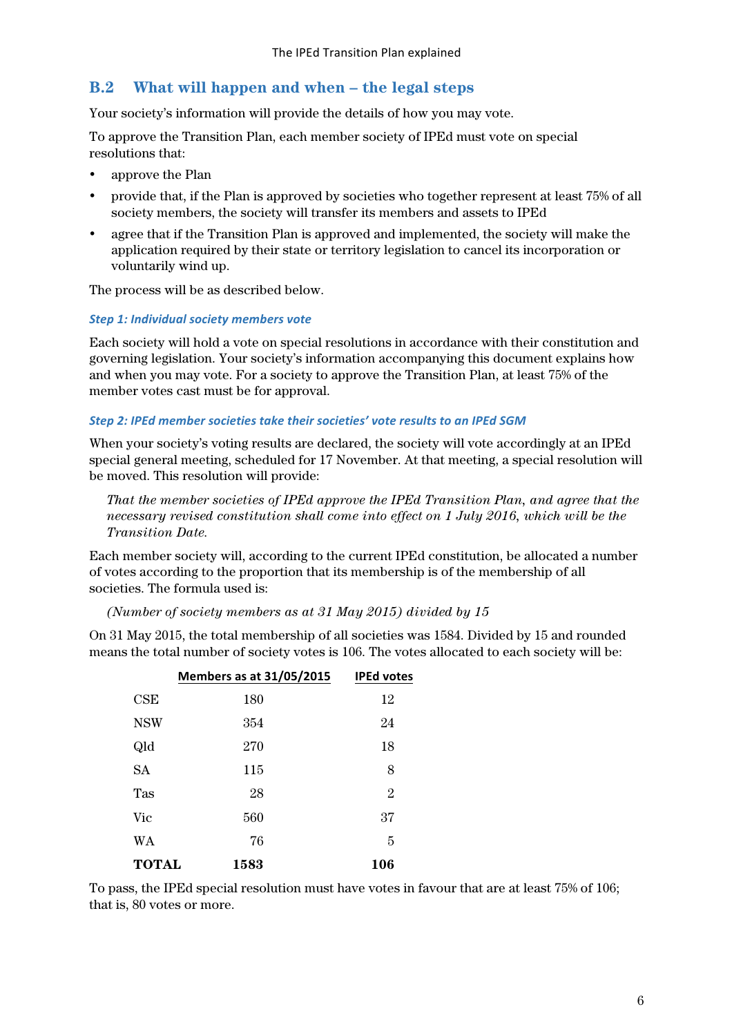## B.2 What will happen and when – the legal steps

Your society's information will provide the details of how you may vote.

To approve the Transition Plan, each member society of IPEd must vote on special resolutions that:

- approve the Plan
- provide that, if the Plan is approved by societies who together represent at least 75% of all society members, the society will transfer its members and assets to IPEd
- agree that if the Transition Plan is approved and implemented, the society will make the application required by their state or territory legislation to cancel its incorporation or voluntarily wind up.

The process will be as described below.

#### *Step 1: Individual society members vote*

Each society will hold a vote on special resolutions in accordance with their constitution and governing legislation. Your society's information accompanying this document explains how and when you may vote. For a society to approve the Transition Plan, at least 75% of the member votes cast must be for approval.

#### *Step 2: IPEd member societies take their societies' vote results to an IPEd SGM*

When your society's voting results are declared, the society will vote accordingly at an IPEd special general meeting, scheduled for 17 November. At that meeting, a special resolution will be moved. This resolution will provide:

> *That the member societies of IPEd approve the IPEd Transition Plan, and agree that the necessary revised constitution shall come into effect on 1 July 2016, which will be the Transition Date.*

Each member society will, according to the current IPEd constitution, be allocated a number of votes according to the proportion that its membership is of the membership of all societies. The formula used is:

> *(Number of society members as at 31 May 2015) divided by 15*

On 31 May 2015, the total membership of all societies was 1584. Divided by 15 and rounded means the total number of society votes is 106. The votes allocated to each society will be:

| | Members as at 31/05/2015 | IPEd votes |
|---|---|---|
| CSE | 180 | 12 |
| NSW | 354 | 24 |
| Qld | 270 | 18 |
| SA | 115 | 8 |
| Tas | 28 | 2 |
| Vic | 560 | 37 |
| WA | 76 | 5 |
| **TOTAL** | **1583** | **106** |

To pass, the IPEd special resolution must have votes in favour that are at least 75% of 106; that is, 80 votes or more.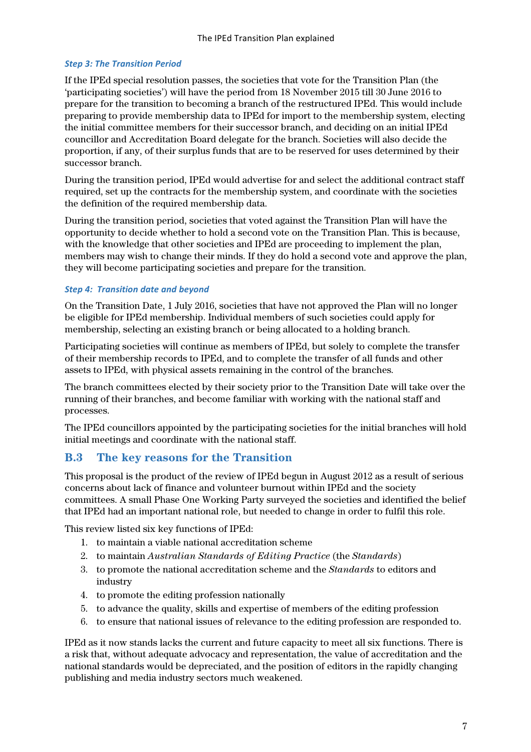### *Step 3: The Transition Period*

If the IPEd special resolution passes, the societies that vote for the Transition Plan (the 'participating societies') will have the period from 18 November 2015 till 30 June 2016 to prepare for the transition to becoming a branch of the restructured IPEd. This would include preparing to provide membership data to IPEd for import to the membership system, electing the initial committee members for their successor branch, and deciding on an initial IPEd councillor and Accreditation Board delegate for the branch. Societies will also decide the proportion, if any, of their surplus funds that are to be reserved for uses determined by their successor branch.

During the transition period, IPEd would advertise for and select the additional contract staff required, set up the contracts for the membership system, and coordinate with the societies the definition of the required membership data.

During the transition period, societies that voted against the Transition Plan will have the opportunity to decide whether to hold a second vote on the Transition Plan. This is because, with the knowledge that other societies and IPEd are proceeding to implement the plan, members may wish to change their minds. If they do hold a second vote and approve the plan, they will become participating societies and prepare for the transition.

### *Step 4: Transition date and beyond*

On the Transition Date, 1 July 2016, societies that have not approved the Plan will no longer be eligible for IPEd membership. Individual members of such societies could apply for membership, selecting an existing branch or being allocated to a holding branch.

Participating societies will continue as members of IPEd, but solely to complete the transfer of their membership records to IPEd, and to complete the transfer of all funds and other assets to IPEd, with physical assets remaining in the control of the branches.

The branch committees elected by their society prior to the Transition Date will take over the running of their branches, and become familiar with working with the national staff and processes.

The IPEd councillors appointed by the participating societies for the initial branches will hold initial meetings and coordinate with the national staff.

## B.3 The key reasons for the Transition

This proposal is the product of the review of IPEd begun in August 2012 as a result of serious concerns about lack of finance and volunteer burnout within IPEd and the society committees. A small Phase One Working Party surveyed the societies and identified the belief that IPEd had an important national role, but needed to change in order to fulfil this role.

This review listed six key functions of IPEd:

1. to maintain a viable national accreditation scheme
2. to maintain *Australian Standards of Editing Practice* (the *Standards*)
3. to promote the national accreditation scheme and the *Standards* to editors and industry
4. to promote the editing profession nationally
5. to advance the quality, skills and expertise of members of the editing profession
6. to ensure that national issues of relevance to the editing profession are responded to.

IPEd as it now stands lacks the current and future capacity to meet all six functions. There is a risk that, without adequate advocacy and representation, the value of accreditation and the national standards would be depreciated, and the position of editors in the rapidly changing publishing and media industry sectors much weakened.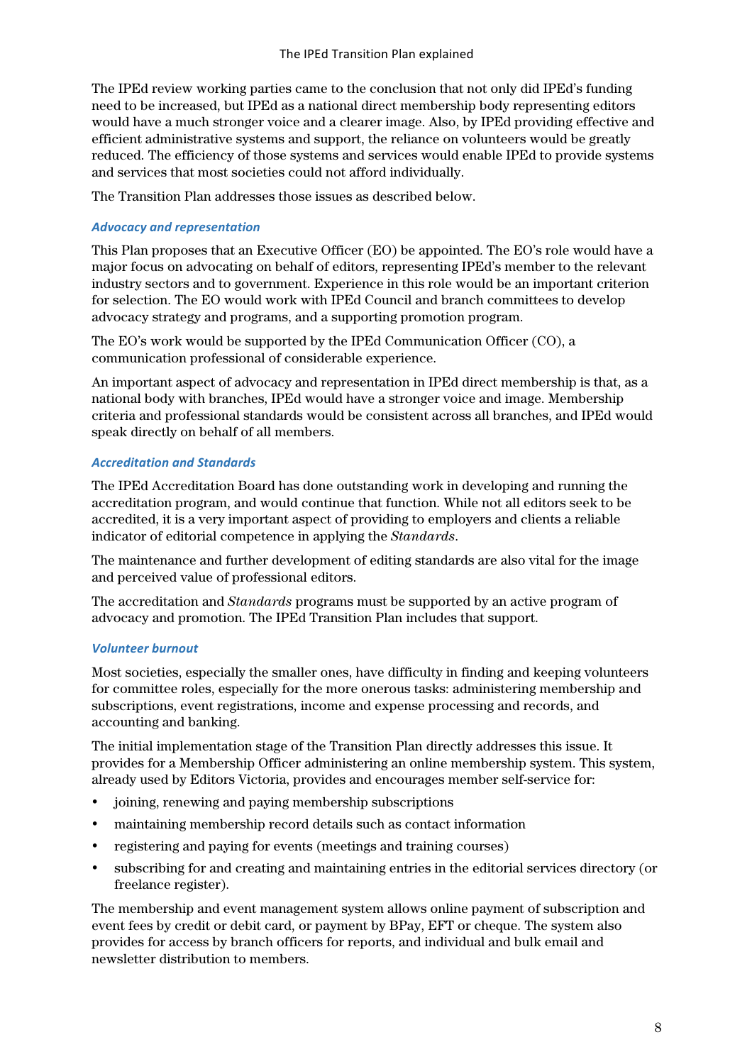The IPEd review working parties came to the conclusion that not only did IPEd's funding need to be increased, but IPEd as a national direct membership body representing editors would have a much stronger voice and a clearer image. Also, by IPEd providing effective and efficient administrative systems and support, the reliance on volunteers would be greatly reduced. The efficiency of those systems and services would enable IPEd to provide systems and services that most societies could not afford individually.

The Transition Plan addresses those issues as described below.

### *Advocacy and representation*

This Plan proposes that an Executive Officer (EO) be appointed. The EO's role would have a major focus on advocating on behalf of editors, representing IPEd's member to the relevant industry sectors and to government. Experience in this role would be an important criterion for selection. The EO would work with IPEd Council and branch committees to develop advocacy strategy and programs, and a supporting promotion program.

The EO's work would be supported by the IPEd Communication Officer (CO), a communication professional of considerable experience.

An important aspect of advocacy and representation in IPEd direct membership is that, as a national body with branches, IPEd would have a stronger voice and image. Membership criteria and professional standards would be consistent across all branches, and IPEd would speak directly on behalf of all members.

### *Accreditation and Standards*

The IPEd Accreditation Board has done outstanding work in developing and running the accreditation program, and would continue that function. While not all editors seek to be accredited, it is a very important aspect of providing to employers and clients a reliable indicator of editorial competence in applying the *Standards*.

The maintenance and further development of editing standards are also vital for the image and perceived value of professional editors.

The accreditation and *Standards* programs must be supported by an active program of advocacy and promotion. The IPEd Transition Plan includes that support.

### *Volunteer burnout*

Most societies, especially the smaller ones, have difficulty in finding and keeping volunteers for committee roles, especially for the more onerous tasks: administering membership and subscriptions, event registrations, income and expense processing and records, and accounting and banking.

The initial implementation stage of the Transition Plan directly addresses this issue. It provides for a Membership Officer administering an online membership system. This system, already used by Editors Victoria, provides and encourages member self-service for:

- joining, renewing and paying membership subscriptions
- maintaining membership record details such as contact information
- registering and paying for events (meetings and training courses)
- subscribing for and creating and maintaining entries in the editorial services directory (or freelance register).

The membership and event management system allows online payment of subscription and event fees by credit or debit card, or payment by BPay, EFT or cheque. The system also provides for access by branch officers for reports, and individual and bulk email and newsletter distribution to members.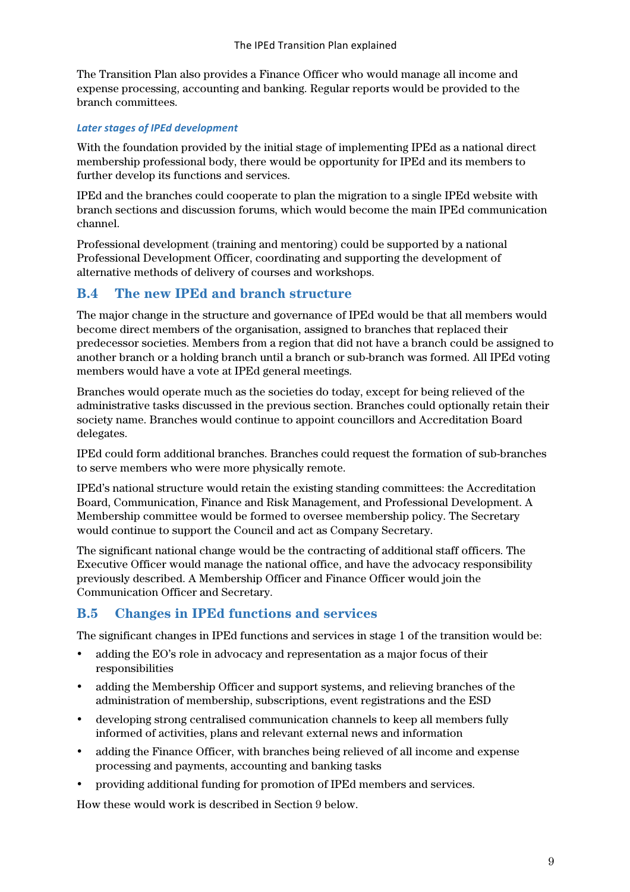The Transition Plan also provides a Finance Officer who would manage all income and expense processing, accounting and banking. Regular reports would be provided to the branch committees.

#### *Later stages of IPEd development*

With the foundation provided by the initial stage of implementing IPEd as a national direct membership professional body, there would be opportunity for IPEd and its members to further develop its functions and services.

IPEd and the branches could cooperate to plan the migration to a single IPEd website with branch sections and discussion forums, which would become the main IPEd communication channel.

Professional development (training and mentoring) could be supported by a national Professional Development Officer, coordinating and supporting the development of alternative methods of delivery of courses and workshops.

## B.4 The new IPEd and branch structure

The major change in the structure and governance of IPEd would be that all members would become direct members of the organisation, assigned to branches that replaced their predecessor societies. Members from a region that did not have a branch could be assigned to another branch or a holding branch until a branch or sub-branch was formed. All IPEd voting members would have a vote at IPEd general meetings.

Branches would operate much as the societies do today, except for being relieved of the administrative tasks discussed in the previous section. Branches could optionally retain their society name. Branches would continue to appoint councillors and Accreditation Board delegates.

IPEd could form additional branches. Branches could request the formation of sub-branches to serve members who were more physically remote.

IPEd's national structure would retain the existing standing committees: the Accreditation Board, Communication, Finance and Risk Management, and Professional Development. A Membership committee would be formed to oversee membership policy. The Secretary would continue to support the Council and act as Company Secretary.

The significant national change would be the contracting of additional staff officers. The Executive Officer would manage the national office, and have the advocacy responsibility previously described. A Membership Officer and Finance Officer would join the Communication Officer and Secretary.

## B.5 Changes in IPEd functions and services

The significant changes in IPEd functions and services in stage 1 of the transition would be:

- adding the EO's role in advocacy and representation as a major focus of their responsibilities
- adding the Membership Officer and support systems, and relieving branches of the administration of membership, subscriptions, event registrations and the ESD
- developing strong centralised communication channels to keep all members fully informed of activities, plans and relevant external news and information
- adding the Finance Officer, with branches being relieved of all income and expense processing and payments, accounting and banking tasks
- providing additional funding for promotion of IPEd members and services.

How these would work is described in Section 9 below.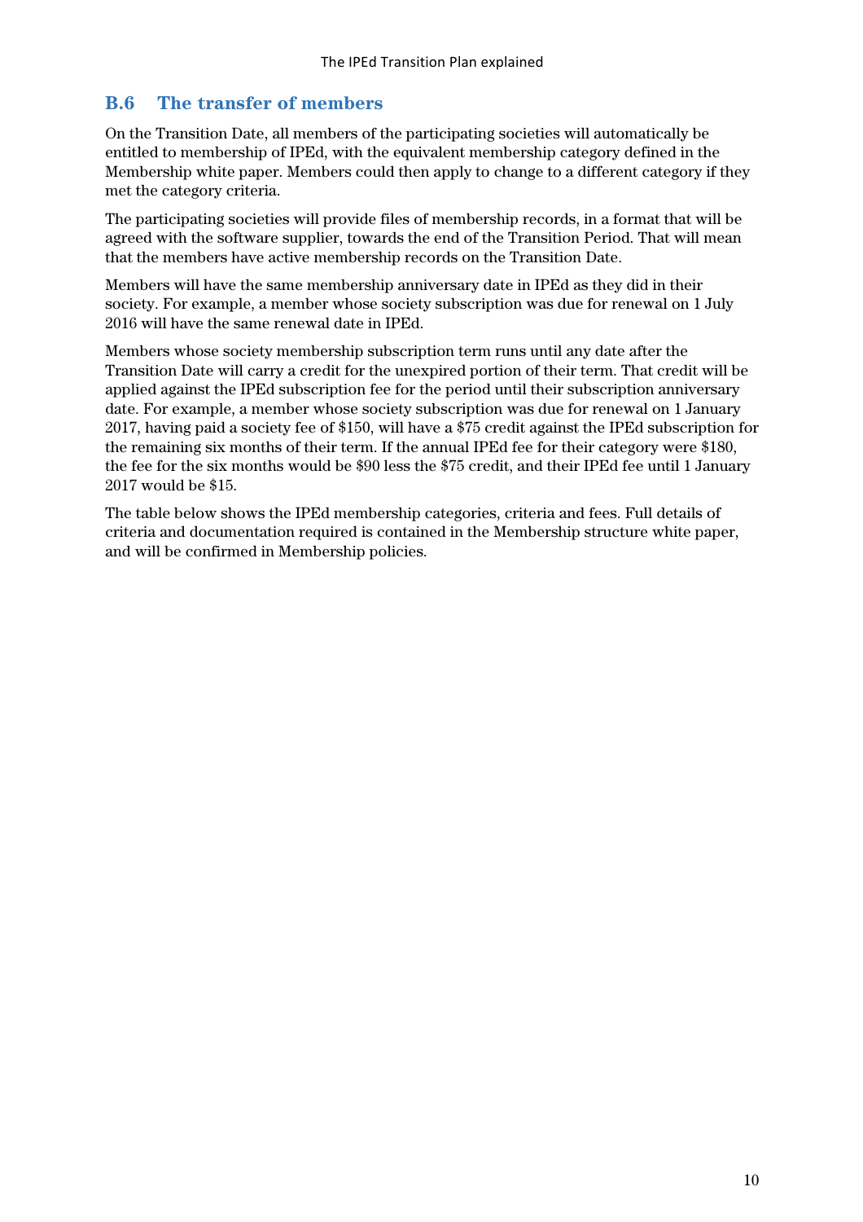## B.6 The transfer of members

On the Transition Date, all members of the participating societies will automatically be entitled to membership of IPEd, with the equivalent membership category defined in the Membership white paper. Members could then apply to change to a different category if they met the category criteria.

The participating societies will provide files of membership records, in a format that will be agreed with the software supplier, towards the end of the Transition Period. That will mean that the members have active membership records on the Transition Date.

Members will have the same membership anniversary date in IPEd as they did in their society. For example, a member whose society subscription was due for renewal on 1 July 2016 will have the same renewal date in IPEd.

Members whose society membership subscription term runs until any date after the Transition Date will carry a credit for the unexpired portion of their term. That credit will be applied against the IPEd subscription fee for the period until their subscription anniversary date. For example, a member whose society subscription was due for renewal on 1 January 2017, having paid a society fee of $150, will have a $75 credit against the IPEd subscription for the remaining six months of their term. If the annual IPEd fee for their category were $180, the fee for the six months would be $90 less the $75 credit, and their IPEd fee until 1 January 2017 would be $15.

The table below shows the IPEd membership categories, criteria and fees. Full details of criteria and documentation required is contained in the Membership structure white paper, and will be confirmed in Membership policies.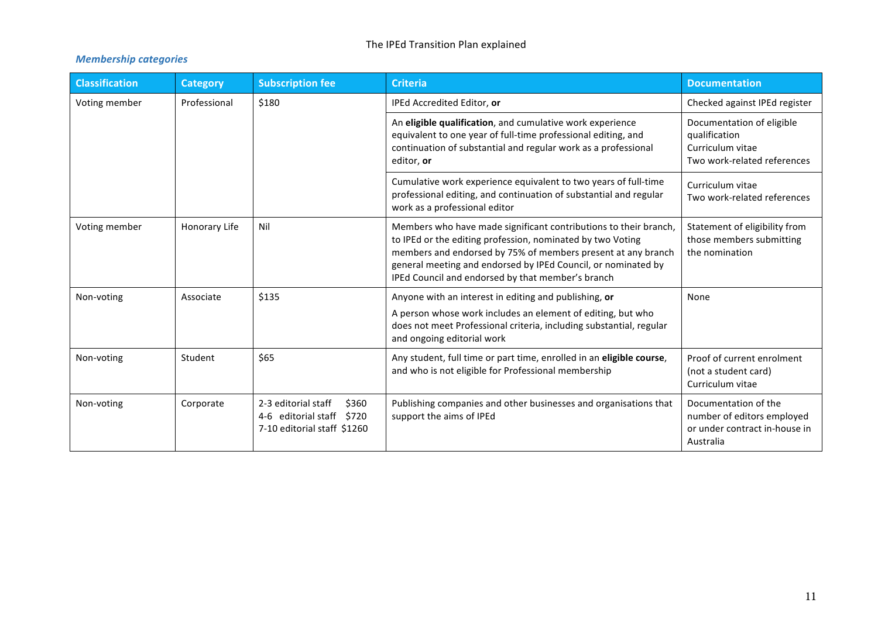### *Membership categories*

| Classification | Category | Subscription fee | Criteria | Documentation |
|---|---|---|---|---|
| Voting member | Professional | $180 | IPEd Accredited Editor, **or** | Checked against IPEd register |
| | | | An **eligible qualification**, and cumulative work experience equivalent to one year of full-time professional editing, and continuation of substantial and regular work as a professional editor, **or** | Documentation of eligible qualification<br>Curriculum vitae<br>Two work-related references |
| | | | Cumulative work experience equivalent to two years of full-time professional editing, and continuation of substantial and regular work as a professional editor | Curriculum vitae<br>Two work-related references |
| Voting member | Honorary Life | Nil | Members who have made significant contributions to their branch, to IPEd or the editing profession, nominated by two Voting members and endorsed by 75% of members present at any branch general meeting and endorsed by IPEd Council, or nominated by IPEd Council and endorsed by that member's branch | Statement of eligibility from those members submitting the nomination |
| Non-voting | Associate | $135 | Anyone with an interest in editing and publishing, **or**<br>A person whose work includes an element of editing, but who does not meet Professional criteria, including substantial, regular and ongoing editorial work | None |
| Non-voting | Student | $65 | Any student, full time or part time, enrolled in an **eligible course**, and who is not eligible for Professional membership | Proof of current enrolment (not a student card)<br>Curriculum vitae |
| Non-voting | Corporate | 2-3 editorial staff $360<br>4-6 editorial staff $720<br>7-10 editorial staff $1260 | Publishing companies and other businesses and organisations that support the aims of IPEd | Documentation of the number of editors employed or under contract in-house in Australia |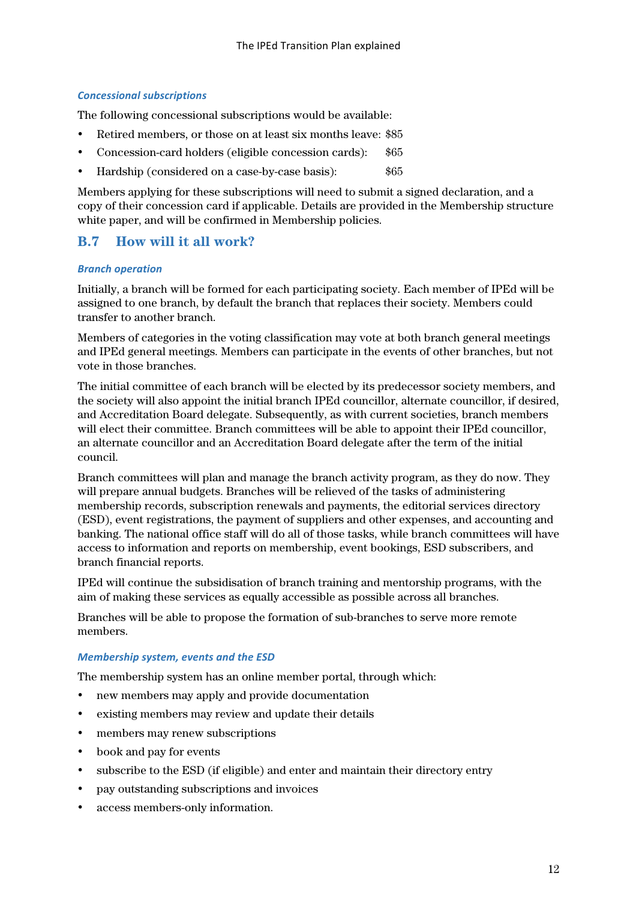### *Concessional subscriptions*

The following concessional subscriptions would be available:

- Retired members, or those on at least six months leave: $85
- Concession-card holders (eligible concession cards): $65
- Hardship (considered on a case-by-case basis): $65

Members applying for these subscriptions will need to submit a signed declaration, and a copy of their concession card if applicable. Details are provided in the Membership structure white paper, and will be confirmed in Membership policies.

## B.7 How will it all work?

### *Branch operation*

Initially, a branch will be formed for each participating society. Each member of IPEd will be assigned to one branch, by default the branch that replaces their society. Members could transfer to another branch.

Members of categories in the voting classification may vote at both branch general meetings and IPEd general meetings. Members can participate in the events of other branches, but not vote in those branches.

The initial committee of each branch will be elected by its predecessor society members, and the society will also appoint the initial branch IPEd councillor, alternate councillor, if desired, and Accreditation Board delegate. Subsequently, as with current societies, branch members will elect their committee. Branch committees will be able to appoint their IPEd councillor, an alternate councillor and an Accreditation Board delegate after the term of the initial council.

Branch committees will plan and manage the branch activity program, as they do now. They will prepare annual budgets. Branches will be relieved of the tasks of administering membership records, subscription renewals and payments, the editorial services directory (ESD), event registrations, the payment of suppliers and other expenses, and accounting and banking. The national office staff will do all of those tasks, while branch committees will have access to information and reports on membership, event bookings, ESD subscribers, and branch financial reports.

IPEd will continue the subsidisation of branch training and mentorship programs, with the aim of making these services as equally accessible as possible across all branches.

Branches will be able to propose the formation of sub-branches to serve more remote members.

### *Membership system, events and the ESD*

The membership system has an online member portal, through which:

- new members may apply and provide documentation
- existing members may review and update their details
- members may renew subscriptions
- book and pay for events
- subscribe to the ESD (if eligible) and enter and maintain their directory entry
- pay outstanding subscriptions and invoices
- access members-only information.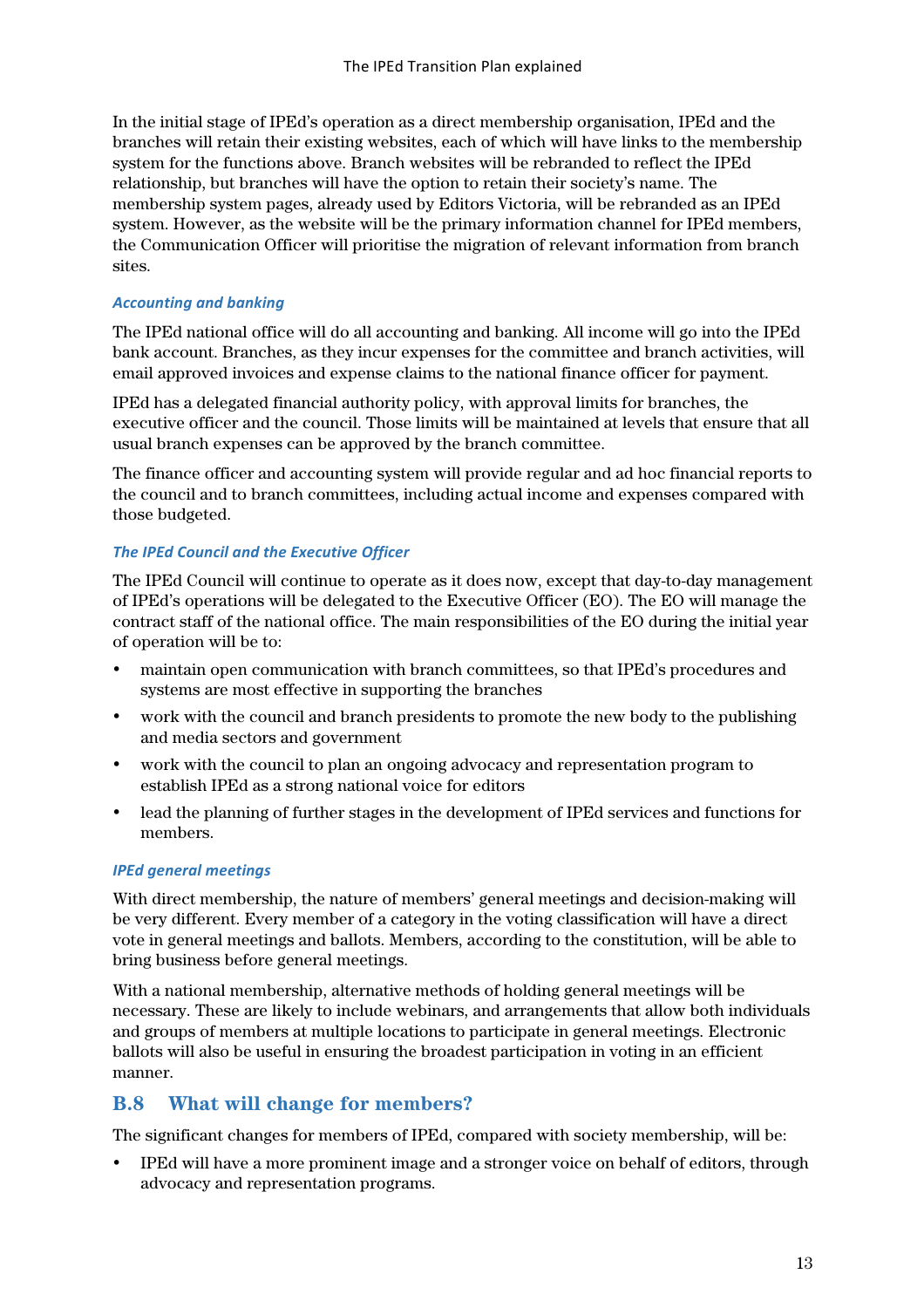In the initial stage of IPEd's operation as a direct membership organisation, IPEd and the branches will retain their existing websites, each of which will have links to the membership system for the functions above. Branch websites will be rebranded to reflect the IPEd relationship, but branches will have the option to retain their society's name. The membership system pages, already used by Editors Victoria, will be rebranded as an IPEd system. However, as the website will be the primary information channel for IPEd members, the Communication Officer will prioritise the migration of relevant information from branch sites.

#### *Accounting and banking*

The IPEd national office will do all accounting and banking. All income will go into the IPEd bank account. Branches, as they incur expenses for the committee and branch activities, will email approved invoices and expense claims to the national finance officer for payment.

IPEd has a delegated financial authority policy, with approval limits for branches, the executive officer and the council. Those limits will be maintained at levels that ensure that all usual branch expenses can be approved by the branch committee.

The finance officer and accounting system will provide regular and ad hoc financial reports to the council and to branch committees, including actual income and expenses compared with those budgeted.

#### *The IPEd Council and the Executive Officer*

The IPEd Council will continue to operate as it does now, except that day-to-day management of IPEd's operations will be delegated to the Executive Officer (EO). The EO will manage the contract staff of the national office. The main responsibilities of the EO during the initial year of operation will be to:

- maintain open communication with branch committees, so that IPEd's procedures and systems are most effective in supporting the branches
- work with the council and branch presidents to promote the new body to the publishing and media sectors and government
- work with the council to plan an ongoing advocacy and representation program to establish IPEd as a strong national voice for editors
- lead the planning of further stages in the development of IPEd services and functions for members.

#### *IPEd general meetings*

With direct membership, the nature of members' general meetings and decision-making will be very different. Every member of a category in the voting classification will have a direct vote in general meetings and ballots. Members, according to the constitution, will be able to bring business before general meetings.

With a national membership, alternative methods of holding general meetings will be necessary. These are likely to include webinars, and arrangements that allow both individuals and groups of members at multiple locations to participate in general meetings. Electronic ballots will also be useful in ensuring the broadest participation in voting in an efficient manner.

## B.8 What will change for members?

The significant changes for members of IPEd, compared with society membership, will be:

- IPEd will have a more prominent image and a stronger voice on behalf of editors, through advocacy and representation programs.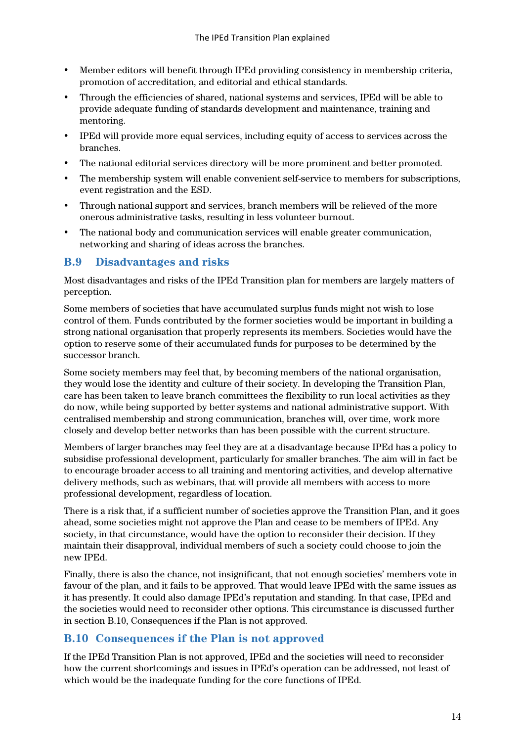- Member editors will benefit through IPEd providing consistency in membership criteria, promotion of accreditation, and editorial and ethical standards.
- Through the efficiencies of shared, national systems and services, IPEd will be able to provide adequate funding of standards development and maintenance, training and mentoring.
- IPEd will provide more equal services, including equity of access to services across the branches.
- The national editorial services directory will be more prominent and better promoted.
- The membership system will enable convenient self-service to members for subscriptions, event registration and the ESD.
- Through national support and services, branch members will be relieved of the more onerous administrative tasks, resulting in less volunteer burnout.
- The national body and communication services will enable greater communication, networking and sharing of ideas across the branches.

## B.9 Disadvantages and risks

Most disadvantages and risks of the IPEd Transition plan for members are largely matters of perception.

Some members of societies that have accumulated surplus funds might not wish to lose control of them. Funds contributed by the former societies would be important in building a strong national organisation that properly represents its members. Societies would have the option to reserve some of their accumulated funds for purposes to be determined by the successor branch.

Some society members may feel that, by becoming members of the national organisation, they would lose the identity and culture of their society. In developing the Transition Plan, care has been taken to leave branch committees the flexibility to run local activities as they do now, while being supported by better systems and national administrative support. With centralised membership and strong communication, branches will, over time, work more closely and develop better networks than has been possible with the current structure.

Members of larger branches may feel they are at a disadvantage because IPEd has a policy to subsidise professional development, particularly for smaller branches. The aim will in fact be to encourage broader access to all training and mentoring activities, and develop alternative delivery methods, such as webinars, that will provide all members with access to more professional development, regardless of location.

There is a risk that, if a sufficient number of societies approve the Transition Plan, and it goes ahead, some societies might not approve the Plan and cease to be members of IPEd. Any society, in that circumstance, would have the option to reconsider their decision. If they maintain their disapproval, individual members of such a society could choose to join the new IPEd.

Finally, there is also the chance, not insignificant, that not enough societies' members vote in favour of the plan, and it fails to be approved. That would leave IPEd with the same issues as it has presently. It could also damage IPEd's reputation and standing. In that case, IPEd and the societies would need to reconsider other options. This circumstance is discussed further in section B.10, Consequences if the Plan is not approved.

## B.10 Consequences if the Plan is not approved

If the IPEd Transition Plan is not approved, IPEd and the societies will need to reconsider how the current shortcomings and issues in IPEd's operation can be addressed, not least of which would be the inadequate funding for the core functions of IPEd.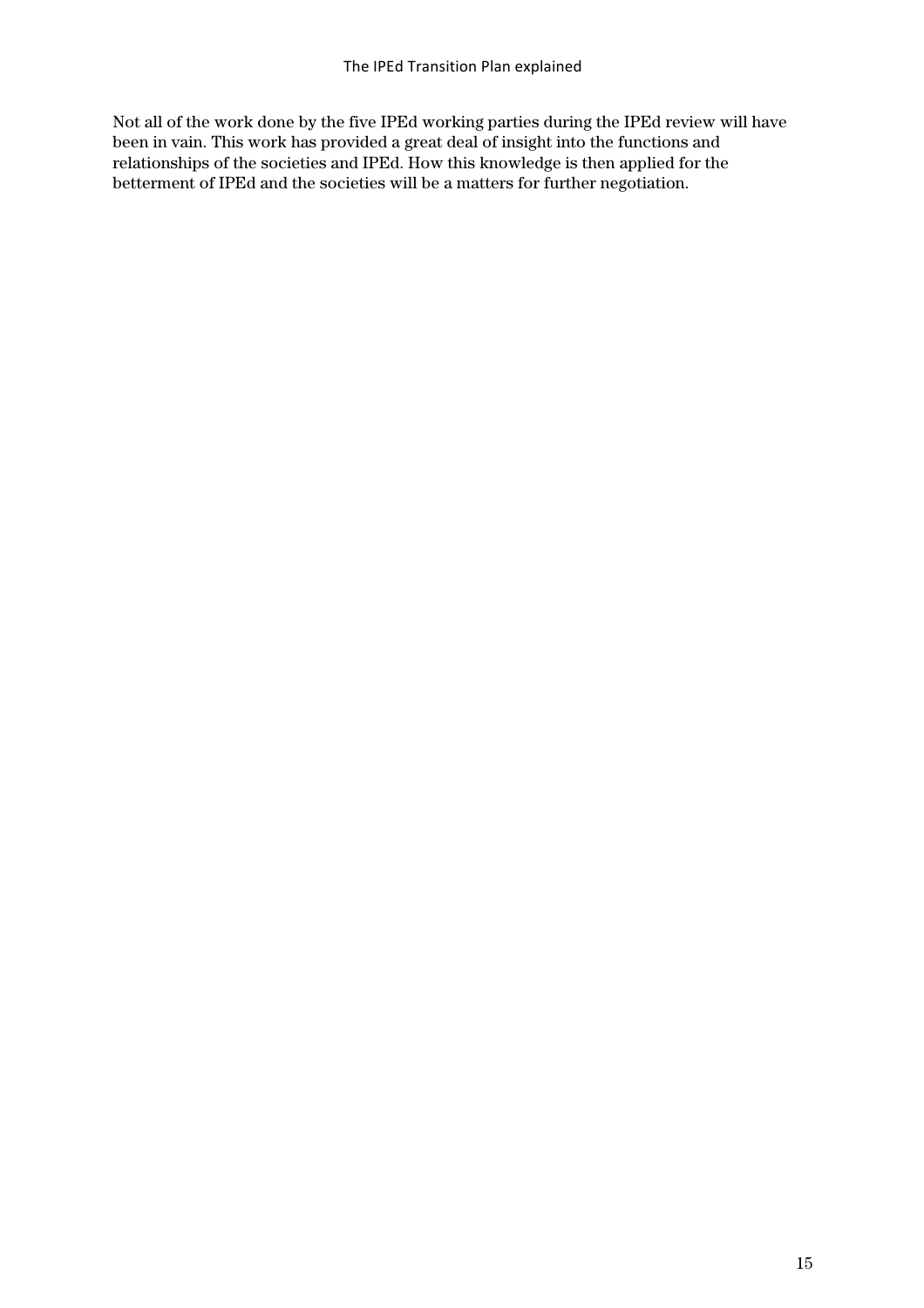Not all of the work done by the five IPEd working parties during the IPEd review will have been in vain. This work has provided a great deal of insight into the functions and relationships of the societies and IPEd. How this knowledge is then applied for the betterment of IPEd and the societies will be a matters for further negotiation.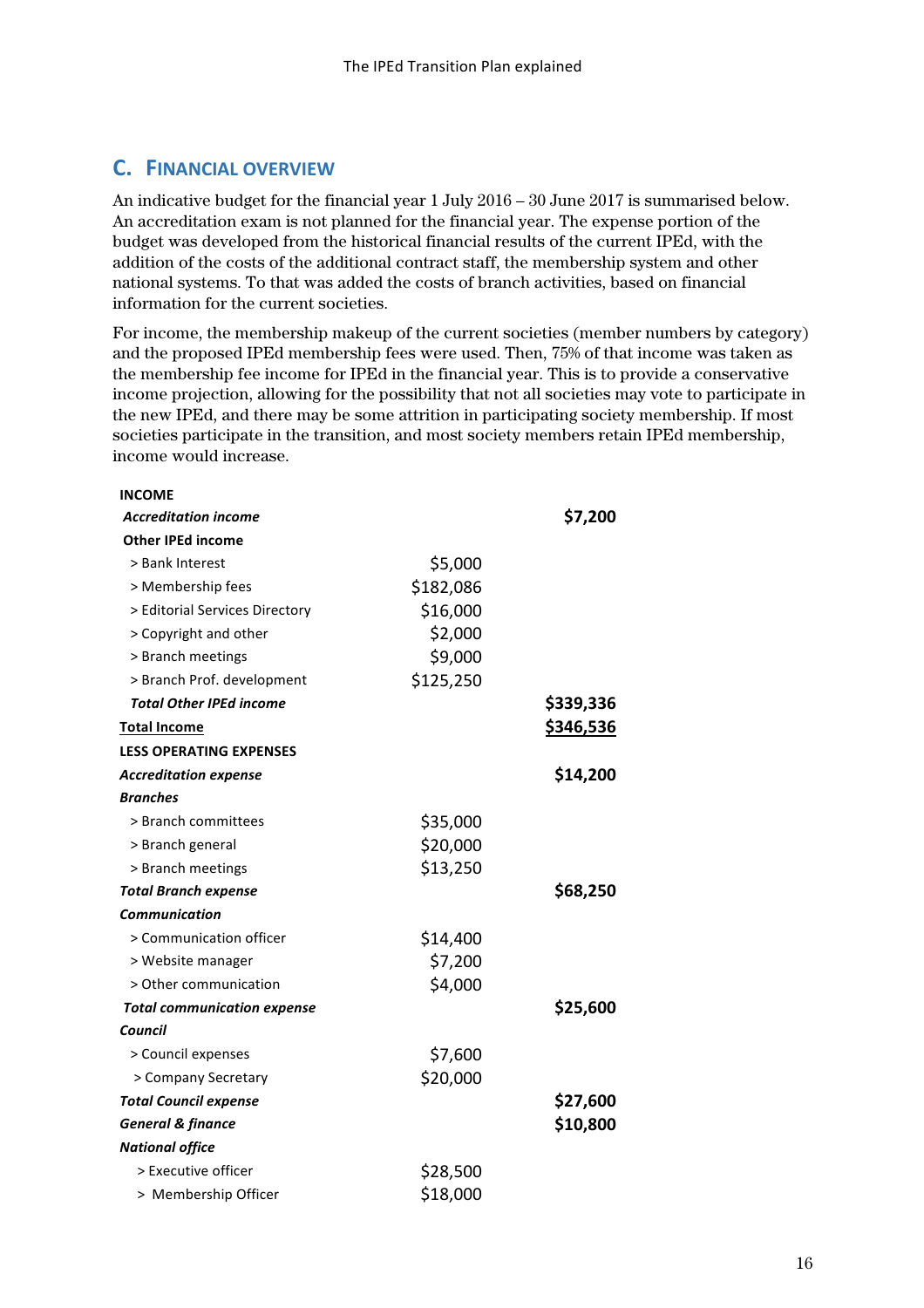## C. Financial overview

An indicative budget for the financial year 1 July 2016 – 30 June 2017 is summarised below. An accreditation exam is not planned for the financial year. The expense portion of the budget was developed from the historical financial results of the current IPEd, with the addition of the costs of the additional contract staff, the membership system and other national systems. To that was added the costs of branch activities, based on financial information for the current societies.

For income, the membership makeup of the current societies (member numbers by category) and the proposed IPEd membership fees were used. Then, 75% of that income was taken as the membership fee income for IPEd in the financial year. This is to provide a conservative income projection, allowing for the possibility that not all societies may vote to participate in the new IPEd, and there may be some attrition in participating society membership. If most societies participate in the transition, and most society members retain IPEd membership, income would increase.

| | | |
|---|---|---|
| **INCOME** | | |
| ***Accreditation income*** | | **$7,200** |
| **Other IPEd income** | | |
| > Bank Interest | $5,000 | |
| > Membership fees | $182,086 | |
| > Editorial Services Directory | $16,000 | |
| > Copyright and other | $2,000 | |
| > Branch meetings | $9,000 | |
| > Branch Prof. development | $125,250 | |
| ***Total Other IPEd income*** | | **$339,336** |
| **Total Income** | | **$346,536** |
| **LESS OPERATING EXPENSES** | | |
| ***Accreditation expense*** | | **$14,200** |
| ***Branches*** | | |
| > Branch committees | $35,000 | |
| > Branch general | $20,000 | |
| > Branch meetings | $13,250 | |
| ***Total Branch expense*** | | **$68,250** |
| ***Communication*** | | |
| > Communication officer | $14,400 | |
| > Website manager | $7,200 | |
| > Other communication | $4,000 | |
| ***Total communication expense*** | | **$25,600** |
| ***Council*** | | |
| > Council expenses | $7,600 | |
| > Company Secretary | $20,000 | |
| ***Total Council expense*** | | **$27,600** |
| ***General & finance*** | | **$10,800** |
| ***National office*** | | |
| > Executive officer | $28,500 | |
| > Membership Officer | $18,000 | |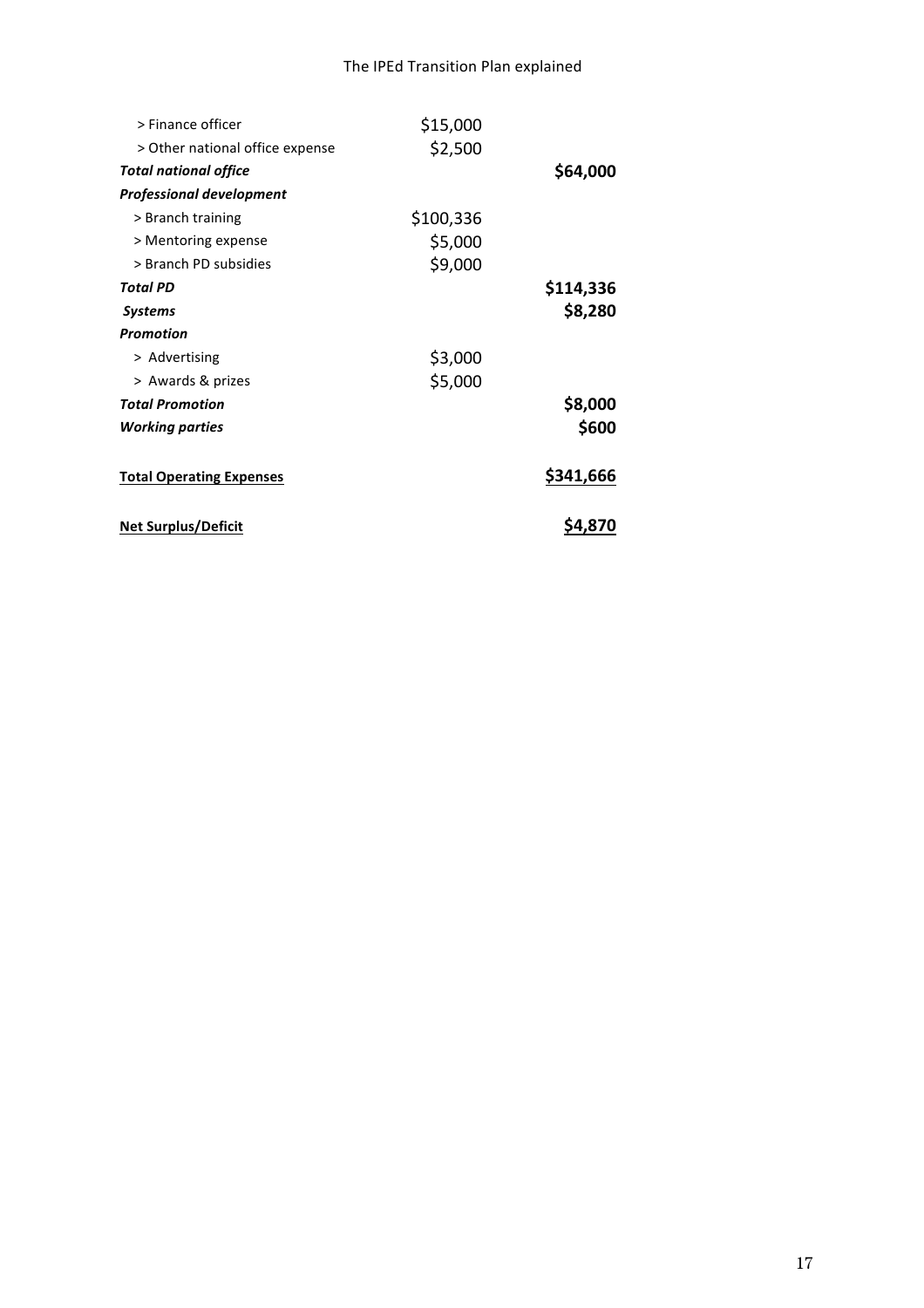| | | |
|---|---|---|
| > Finance officer | $15,000 | |
| > Other national office expense | $2,500 | |
| ***Total national office*** | | **$64,000** |
| ***Professional development*** | | |
| > Branch training | $100,336 | |
| > Mentoring expense | $5,000 | |
| > Branch PD subsidies | $9,000 | |
| ***Total PD*** | | **$114,336** |
| ***Systems*** | | **$8,280** |
| ***Promotion*** | | |
| > Advertising | $3,000 | |
| > Awards & prizes | $5,000 | |
| ***Total Promotion*** | | **$8,000** |
| ***Working parties*** | | **$600** |
| **Total Operating Expenses** | | **$341,666** |
| **Net Surplus/Deficit** | | **$4,870** |